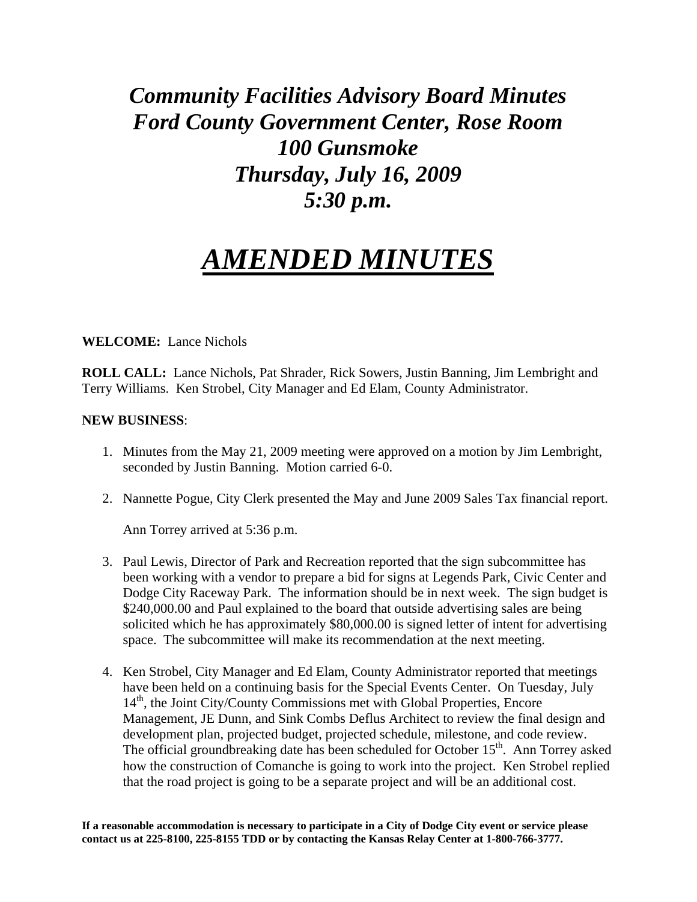# *Community Facilities Advisory Board Minutes*
# *Ford County Government Center, Rose Room*
# *100 Gunsmoke*
# *Thursday, July 16, 2009*
# *5:30 p.m.*

# ***AMENDED MINUTES***

**WELCOME:** Lance Nichols

**ROLL CALL:** Lance Nichols, Pat Shrader, Rick Sowers, Justin Banning, Jim Lembright and Terry Williams. Ken Strobel, City Manager and Ed Elam, County Administrator.

**NEW BUSINESS**:

1. Minutes from the May 21, 2009 meeting were approved on a motion by Jim Lembright, seconded by Justin Banning. Motion carried 6-0.

2. Nannette Pogue, City Clerk presented the May and June 2009 Sales Tax financial report.

   Ann Torrey arrived at 5:36 p.m.

3. Paul Lewis, Director of Park and Recreation reported that the sign subcommittee has been working with a vendor to prepare a bid for signs at Legends Park, Civic Center and Dodge City Raceway Park. The information should be in next week. The sign budget is $240,000.00 and Paul explained to the board that outside advertising sales are being solicited which he has approximately $80,000.00 is signed letter of intent for advertising space. The subcommittee will make its recommendation at the next meeting.

4. Ken Strobel, City Manager and Ed Elam, County Administrator reported that meetings have been held on a continuing basis for the Special Events Center. On Tuesday, July 14th, the Joint City/County Commissions met with Global Properties, Encore Management, JE Dunn, and Sink Combs Deflus Architect to review the final design and development plan, projected budget, projected schedule, milestone, and code review. The official groundbreaking date has been scheduled for October 15th. Ann Torrey asked how the construction of Comanche is going to work into the project. Ken Strobel replied that the road project is going to be a separate project and will be an additional cost.

**If a reasonable accommodation is necessary to participate in a City of Dodge City event or service please contact us at 225-8100, 225-8155 TDD or by contacting the Kansas Relay Center at 1-800-766-3777.**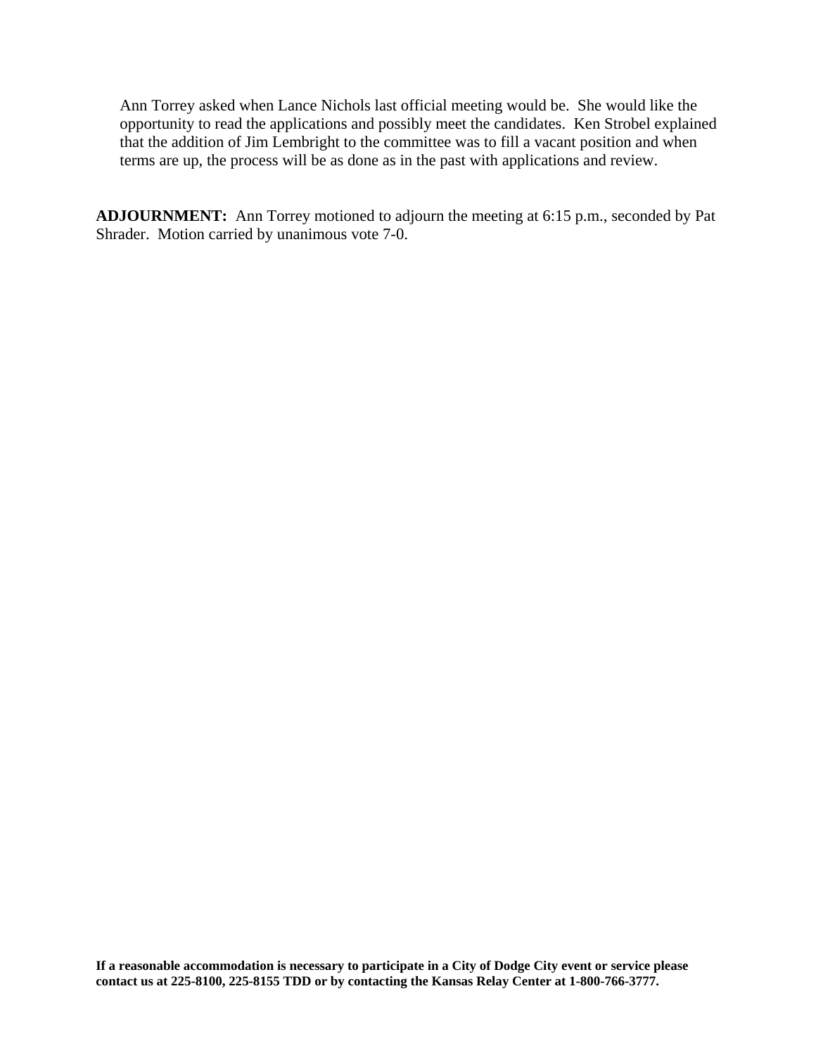Ann Torrey asked when Lance Nichols last official meeting would be. She would like the opportunity to read the applications and possibly meet the candidates. Ken Strobel explained that the addition of Jim Lembright to the committee was to fill a vacant position and when terms are up, the process will be as done as in the past with applications and review.

**ADJOURNMENT:** Ann Torrey motioned to adjourn the meeting at 6:15 p.m., seconded by Pat Shrader. Motion carried by unanimous vote 7-0.

**If a reasonable accommodation is necessary to participate in a City of Dodge City event or service please contact us at 225-8100, 225-8155 TDD or by contacting the Kansas Relay Center at 1-800-766-3777.**